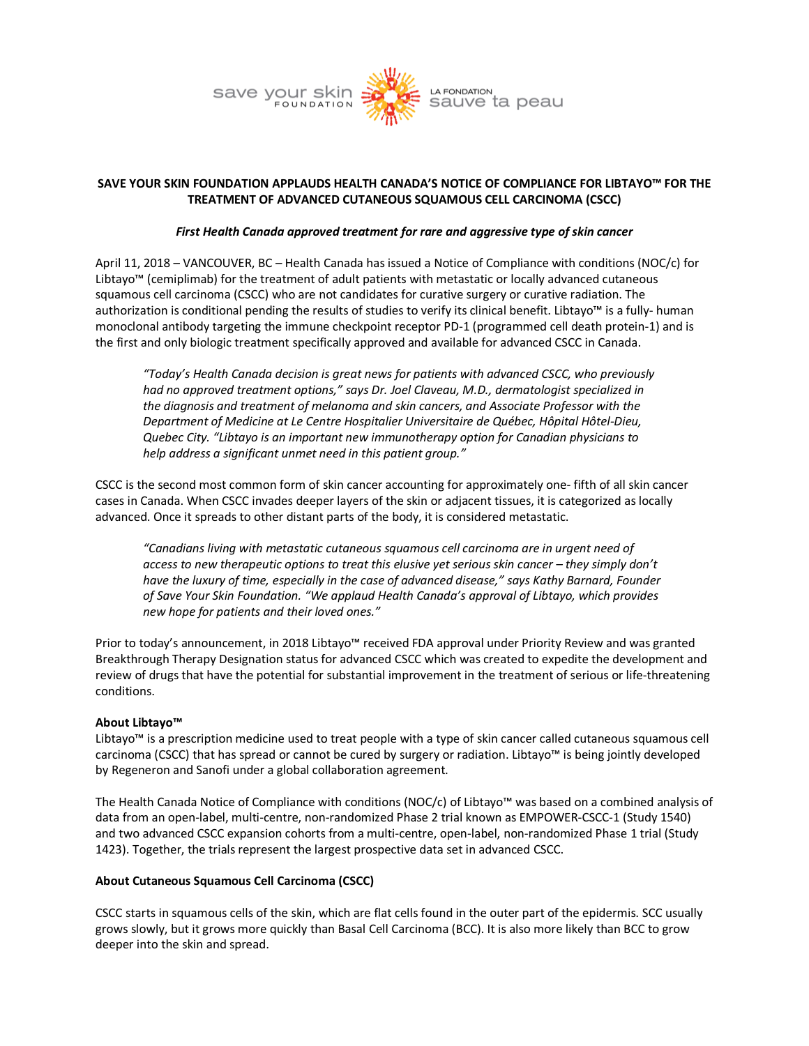save your skin FOUNDATION LA FONDATION sauve ta peau

# SAVE YOUR SKIN FOUNDATION APPLAUDS HEALTH CANADA'S NOTICE OF COMPLIANCE FOR LIBTAYO™ FOR THE TREATMENT OF ADVANCED CUTANEOUS SQUAMOUS CELL CARCINOMA (CSCC)

***First Health Canada approved treatment for rare and aggressive type of skin cancer***

April 11, 2018 – VANCOUVER, BC – Health Canada has issued a Notice of Compliance with conditions (NOC/c) for Libtayo™ (cemiplimab) for the treatment of adult patients with metastatic or locally advanced cutaneous squamous cell carcinoma (CSCC) who are not candidates for curative surgery or curative radiation. The authorization is conditional pending the results of studies to verify its clinical benefit. Libtayo™ is a fully- human monoclonal antibody targeting the immune checkpoint receptor PD-1 (programmed cell death protein-1) and is the first and only biologic treatment specifically approved and available for advanced CSCC in Canada.

> *"Today's Health Canada decision is great news for patients with advanced CSCC, who previously had no approved treatment options," says Dr. Joel Claveau, M.D., dermatologist specialized in the diagnosis and treatment of melanoma and skin cancers, and Associate Professor with the Department of Medicine at Le Centre Hospitalier Universitaire de Québec, Hôpital Hôtel-Dieu, Quebec City. "Libtayo is an important new immunotherapy option for Canadian physicians to help address a significant unmet need in this patient group."*

CSCC is the second most common form of skin cancer accounting for approximately one- fifth of all skin cancer cases in Canada. When CSCC invades deeper layers of the skin or adjacent tissues, it is categorized as locally advanced. Once it spreads to other distant parts of the body, it is considered metastatic.

> *"Canadians living with metastatic cutaneous squamous cell carcinoma are in urgent need of access to new therapeutic options to treat this elusive yet serious skin cancer – they simply don't have the luxury of time, especially in the case of advanced disease," says Kathy Barnard, Founder of Save Your Skin Foundation. "We applaud Health Canada's approval of Libtayo, which provides new hope for patients and their loved ones."*

Prior to today's announcement, in 2018 Libtayo™ received FDA approval under Priority Review and was granted Breakthrough Therapy Designation status for advanced CSCC which was created to expedite the development and review of drugs that have the potential for substantial improvement in the treatment of serious or life-threatening conditions.

**About Libtayo™**

Libtayo™ is a prescription medicine used to treat people with a type of skin cancer called cutaneous squamous cell carcinoma (CSCC) that has spread or cannot be cured by surgery or radiation. Libtayo™ is being jointly developed by Regeneron and Sanofi under a global collaboration agreement.

The Health Canada Notice of Compliance with conditions (NOC/c) of Libtayo™ was based on a combined analysis of data from an open-label, multi-centre, non-randomized Phase 2 trial known as EMPOWER-CSCC-1 (Study 1540) and two advanced CSCC expansion cohorts from a multi-centre, open-label, non-randomized Phase 1 trial (Study 1423). Together, the trials represent the largest prospective data set in advanced CSCC.

**About Cutaneous Squamous Cell Carcinoma (CSCC)**

CSCC starts in squamous cells of the skin, which are flat cells found in the outer part of the epidermis. SCC usually grows slowly, but it grows more quickly than Basal Cell Carcinoma (BCC). It is also more likely than BCC to grow deeper into the skin and spread.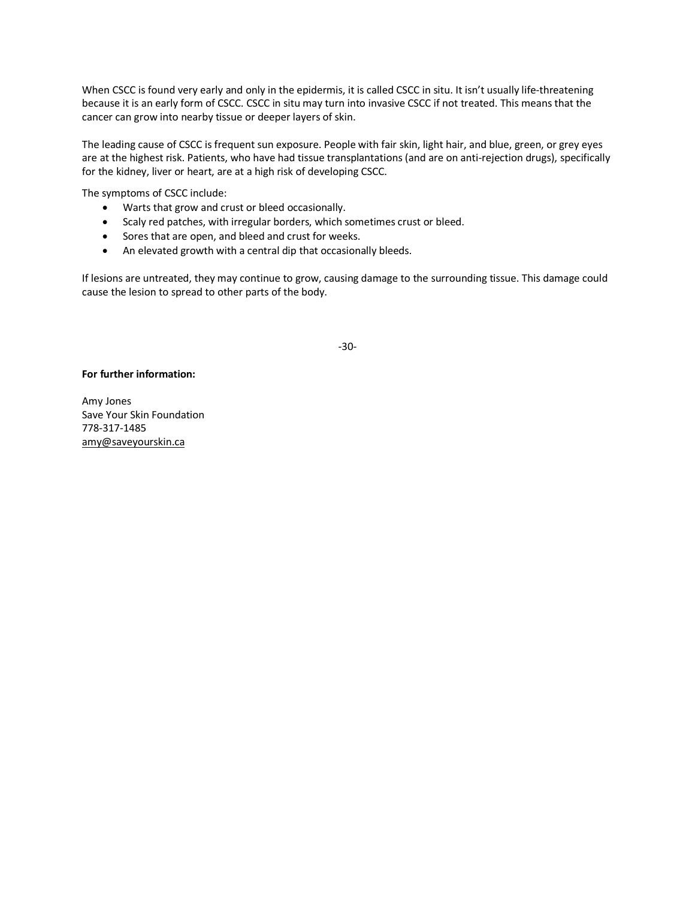When CSCC is found very early and only in the epidermis, it is called CSCC in situ. It isn't usually life-threatening because it is an early form of CSCC. CSCC in situ may turn into invasive CSCC if not treated. This means that the cancer can grow into nearby tissue or deeper layers of skin.

The leading cause of CSCC is frequent sun exposure. People with fair skin, light hair, and blue, green, or grey eyes are at the highest risk. Patients, who have had tissue transplantations (and are on anti-rejection drugs), specifically for the kidney, liver or heart, are at a high risk of developing CSCC.

The symptoms of CSCC include:

- Warts that grow and crust or bleed occasionally.
- Scaly red patches, with irregular borders, which sometimes crust or bleed.
- Sores that are open, and bleed and crust for weeks.
- An elevated growth with a central dip that occasionally bleeds.

If lesions are untreated, they may continue to grow, causing damage to the surrounding tissue. This damage could cause the lesion to spread to other parts of the body.

-30-

**For further information:**

Amy Jones
Save Your Skin Foundation
778-317-1485
amy@saveyourskin.ca